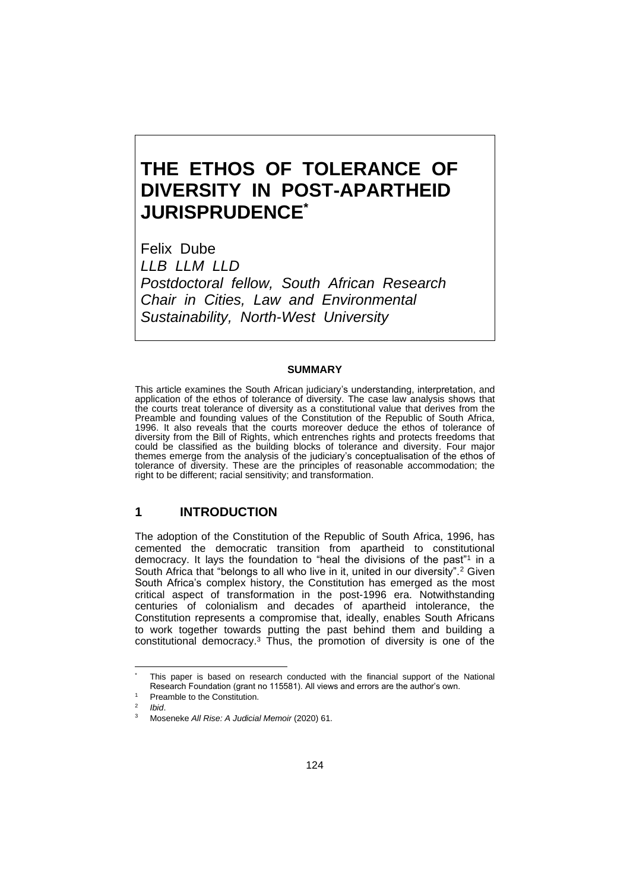# THE ETHOS OF TOLERANCE OF DIVERSITY IN POST-APARTHEID JURISPRUDENCE*

Felix Dube
*LLB LLM LLD*
*Postdoctoral fellow, South African Research Chair in Cities, Law and Environmental Sustainability, North-West University*

**SUMMARY**

This article examines the South African judiciary's understanding, interpretation, and application of the ethos of tolerance of diversity. The case law analysis shows that the courts treat tolerance of diversity as a constitutional value that derives from the Preamble and founding values of the Constitution of the Republic of South Africa, 1996. It also reveals that the courts moreover deduce the ethos of tolerance of diversity from the Bill of Rights, which entrenches rights and protects freedoms that could be classified as the building blocks of tolerance and diversity. Four major themes emerge from the analysis of the judiciary's conceptualisation of the ethos of tolerance of diversity. These are the principles of reasonable accommodation; the right to be different; racial sensitivity; and transformation.

## 1 INTRODUCTION

The adoption of the Constitution of the Republic of South Africa, 1996, has cemented the democratic transition from apartheid to constitutional democracy. It lays the foundation to "heal the divisions of the past"[1] in a South Africa that "belongs to all who live in it, united in our diversity".[2] Given South Africa's complex history, the Constitution has emerged as the most critical aspect of transformation in the post-1996 era. Notwithstanding centuries of colonialism and decades of apartheid intolerance, the Constitution represents a compromise that, ideally, enables South Africans to work together towards putting the past behind them and building a constitutional democracy.[3] Thus, the promotion of diversity is one of the

---

* This paper is based on research conducted with the financial support of the National Research Foundation (grant no 115581). All views and errors are the author's own.

[1] Preamble to the Constitution.

[2] *Ibid*.

[3] Moseneke *All Rise: A Judicial Memoir* (2020) 61.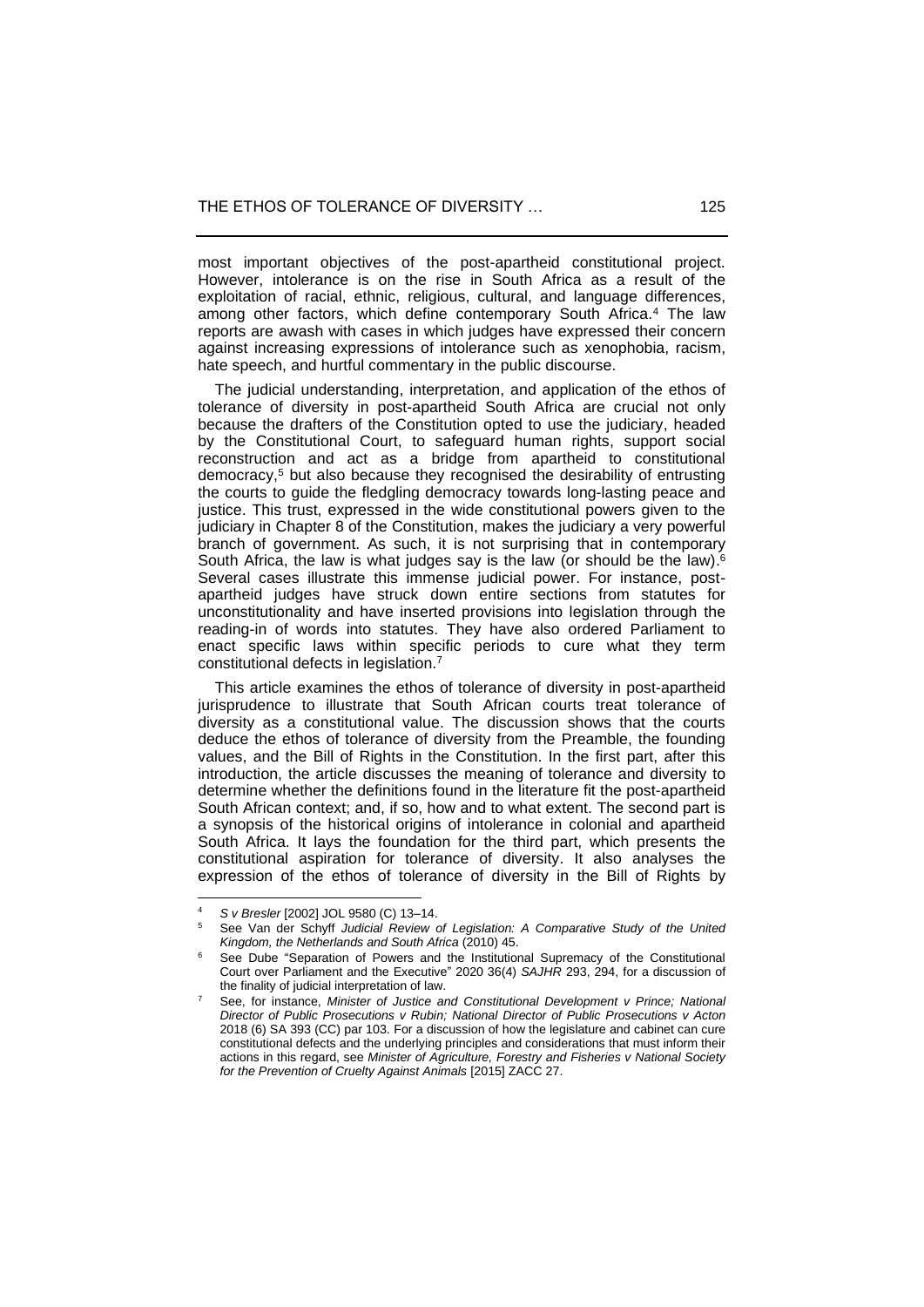most important objectives of the post-apartheid constitutional project. However, intolerance is on the rise in South Africa as a result of the exploitation of racial, ethnic, religious, cultural, and language differences, among other factors, which define contemporary South Africa.[4] The law reports are awash with cases in which judges have expressed their concern against increasing expressions of intolerance such as xenophobia, racism, hate speech, and hurtful commentary in the public discourse.

The judicial understanding, interpretation, and application of the ethos of tolerance of diversity in post-apartheid South Africa are crucial not only because the drafters of the Constitution opted to use the judiciary, headed by the Constitutional Court, to safeguard human rights, support social reconstruction and act as a bridge from apartheid to constitutional democracy,[5] but also because they recognised the desirability of entrusting the courts to guide the fledgling democracy towards long-lasting peace and justice. This trust, expressed in the wide constitutional powers given to the judiciary in Chapter 8 of the Constitution, makes the judiciary a very powerful branch of government. As such, it is not surprising that in contemporary South Africa, the law is what judges say is the law (or should be the law).[6] Several cases illustrate this immense judicial power. For instance, post-apartheid judges have struck down entire sections from statutes for unconstitutionality and have inserted provisions into legislation through the reading-in of words into statutes. They have also ordered Parliament to enact specific laws within specific periods to cure what they term constitutional defects in legislation.[7]

This article examines the ethos of tolerance of diversity in post-apartheid jurisprudence to illustrate that South African courts treat tolerance of diversity as a constitutional value. The discussion shows that the courts deduce the ethos of tolerance of diversity from the Preamble, the founding values, and the Bill of Rights in the Constitution. In the first part, after this introduction, the article discusses the meaning of tolerance and diversity to determine whether the definitions found in the literature fit the post-apartheid South African context; and, if so, how and to what extent. The second part is a synopsis of the historical origins of intolerance in colonial and apartheid South Africa. It lays the foundation for the third part, which presents the constitutional aspiration for tolerance of diversity. It also analyses the expression of the ethos of tolerance of diversity in the Bill of Rights by

---

[4] *S v Bresler* [2002] JOL 9580 (C) 13–14.

[5] See Van der Schyff *Judicial Review of Legislation: A Comparative Study of the United Kingdom, the Netherlands and South Africa* (2010) 45.

[6] See Dube "Separation of Powers and the Institutional Supremacy of the Constitutional Court over Parliament and the Executive" 2020 36(4) *SAJHR* 293, 294, for a discussion of the finality of judicial interpretation of law.

[7] See, for instance, *Minister of Justice and Constitutional Development v Prince; National Director of Public Prosecutions v Rubin; National Director of Public Prosecutions v Acton* 2018 (6) SA 393 (CC) par 103. For a discussion of how the legislature and cabinet can cure constitutional defects and the underlying principles and considerations that must inform their actions in this regard, see *Minister of Agriculture, Forestry and Fisheries v National Society for the Prevention of Cruelty Against Animals* [2015] ZACC 27.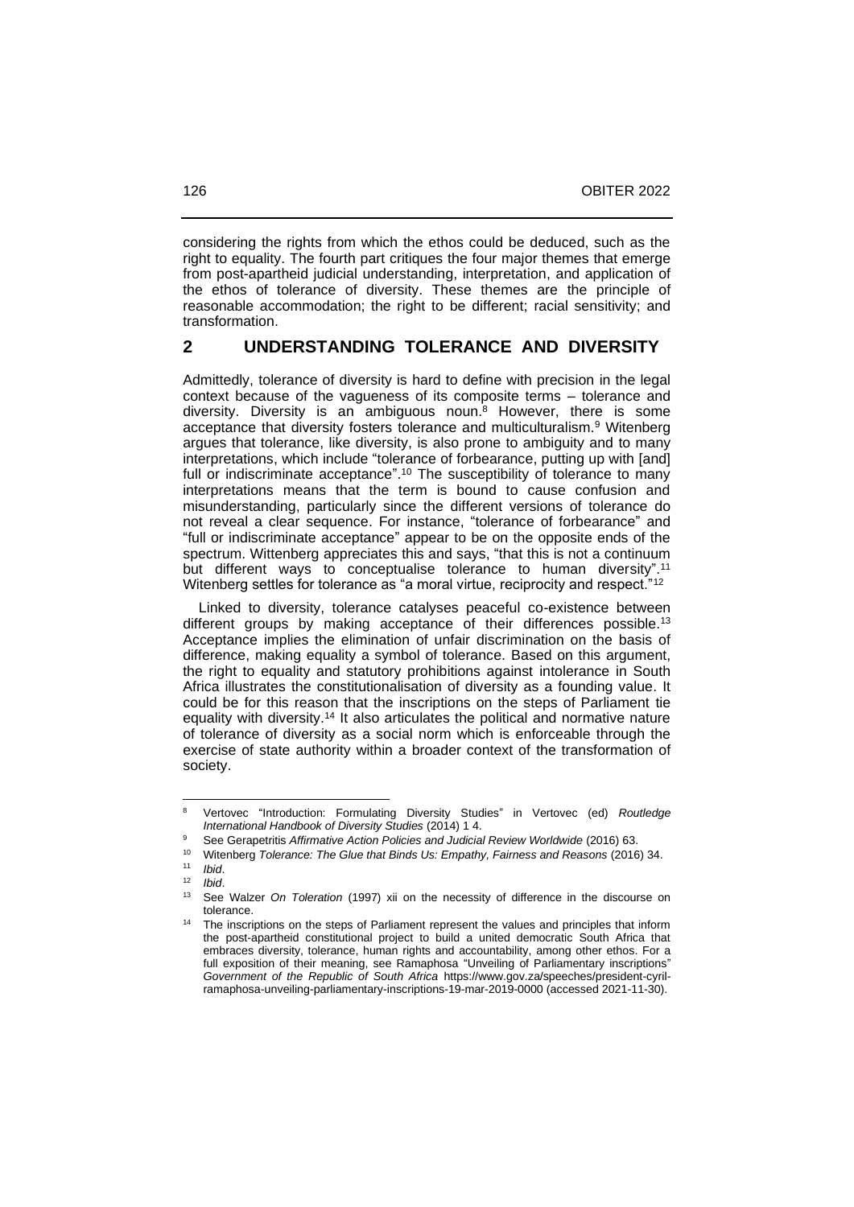considering the rights from which the ethos could be deduced, such as the right to equality. The fourth part critiques the four major themes that emerge from post-apartheid judicial understanding, interpretation, and application of the ethos of tolerance of diversity. These themes are the principle of reasonable accommodation; the right to be different; racial sensitivity; and transformation.

## 2 UNDERSTANDING TOLERANCE AND DIVERSITY

Admittedly, tolerance of diversity is hard to define with precision in the legal context because of the vagueness of its composite terms – tolerance and diversity. Diversity is an ambiguous noun.[8] However, there is some acceptance that diversity fosters tolerance and multiculturalism.[9] Witenberg argues that tolerance, like diversity, is also prone to ambiguity and to many interpretations, which include "tolerance of forbearance, putting up with [and] full or indiscriminate acceptance".[10] The susceptibility of tolerance to many interpretations means that the term is bound to cause confusion and misunderstanding, particularly since the different versions of tolerance do not reveal a clear sequence. For instance, "tolerance of forbearance" and "full or indiscriminate acceptance" appear to be on the opposite ends of the spectrum. Wittenberg appreciates this and says, "that this is not a continuum but different ways to conceptualise tolerance to human diversity".[11] Witenberg settles for tolerance as "a moral virtue, reciprocity and respect."[12]

Linked to diversity, tolerance catalyses peaceful co-existence between different groups by making acceptance of their differences possible.[13] Acceptance implies the elimination of unfair discrimination on the basis of difference, making equality a symbol of tolerance. Based on this argument, the right to equality and statutory prohibitions against intolerance in South Africa illustrates the constitutionalisation of diversity as a founding value. It could be for this reason that the inscriptions on the steps of Parliament tie equality with diversity.[14] It also articulates the political and normative nature of tolerance of diversity as a social norm which is enforceable through the exercise of state authority within a broader context of the transformation of society.

---

[8] Vertovec "Introduction: Formulating Diversity Studies" in Vertovec (ed) *Routledge International Handbook of Diversity Studies* (2014) 1 4.

[9] See Gerapetritis *Affirmative Action Policies and Judicial Review Worldwide* (2016) 63.

[10] Witenberg *Tolerance: The Glue that Binds Us: Empathy, Fairness and Reasons* (2016) 34.

[11] *Ibid*.

[12] *Ibid*.

[13] See Walzer *On Toleration* (1997) xii on the necessity of difference in the discourse on tolerance.

[14] The inscriptions on the steps of Parliament represent the values and principles that inform the post-apartheid constitutional project to build a united democratic South Africa that embraces diversity, tolerance, human rights and accountability, among other ethos. For a full exposition of their meaning, see Ramaphosa "Unveiling of Parliamentary inscriptions" *Government of the Republic of South Africa* https://www.gov.za/speeches/president-cyril-ramaphosa-unveiling-parliamentary-inscriptions-19-mar-2019-0000 (accessed 2021-11-30).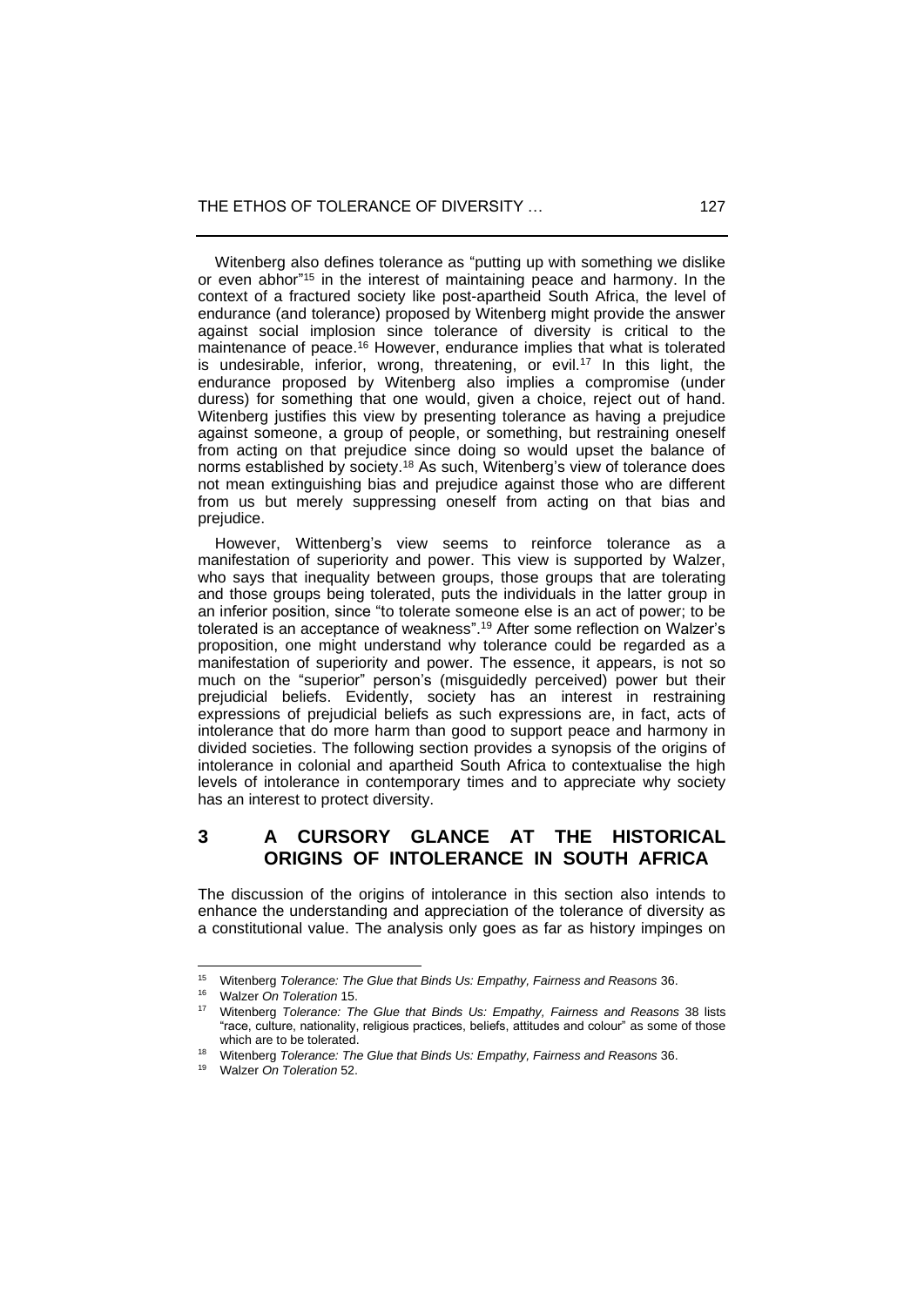Witenberg also defines tolerance as "putting up with something we dislike or even abhor"[15] in the interest of maintaining peace and harmony. In the context of a fractured society like post-apartheid South Africa, the level of endurance (and tolerance) proposed by Witenberg might provide the answer against social implosion since tolerance of diversity is critical to the maintenance of peace.[16] However, endurance implies that what is tolerated is undesirable, inferior, wrong, threatening, or evil.[17] In this light, the endurance proposed by Witenberg also implies a compromise (under duress) for something that one would, given a choice, reject out of hand. Witenberg justifies this view by presenting tolerance as having a prejudice against someone, a group of people, or something, but restraining oneself from acting on that prejudice since doing so would upset the balance of norms established by society.[18] As such, Witenberg's view of tolerance does not mean extinguishing bias and prejudice against those who are different from us but merely suppressing oneself from acting on that bias and prejudice.

However, Wittenberg's view seems to reinforce tolerance as a manifestation of superiority and power. This view is supported by Walzer, who says that inequality between groups, those groups that are tolerating and those groups being tolerated, puts the individuals in the latter group in an inferior position, since "to tolerate someone else is an act of power; to be tolerated is an acceptance of weakness".[19] After some reflection on Walzer's proposition, one might understand why tolerance could be regarded as a manifestation of superiority and power. The essence, it appears, is not so much on the "superior" person's (misguidedly perceived) power but their prejudicial beliefs. Evidently, society has an interest in restraining expressions of prejudicial beliefs as such expressions are, in fact, acts of intolerance that do more harm than good to support peace and harmony in divided societies. The following section provides a synopsis of the origins of intolerance in colonial and apartheid South Africa to contextualise the high levels of intolerance in contemporary times and to appreciate why society has an interest to protect diversity.

## 3 A CURSORY GLANCE AT THE HISTORICAL ORIGINS OF INTOLERANCE IN SOUTH AFRICA

The discussion of the origins of intolerance in this section also intends to enhance the understanding and appreciation of the tolerance of diversity as a constitutional value. The analysis only goes as far as history impinges on

---

[15] Witenberg *Tolerance: The Glue that Binds Us: Empathy, Fairness and Reasons* 36.

[16] Walzer *On Toleration* 15.

[17] Witenberg *Tolerance: The Glue that Binds Us: Empathy, Fairness and Reasons* 38 lists "race, culture, nationality, religious practices, beliefs, attitudes and colour" as some of those which are to be tolerated.

[18] Witenberg *Tolerance: The Glue that Binds Us: Empathy, Fairness and Reasons* 36.

[19] Walzer *On Toleration* 52.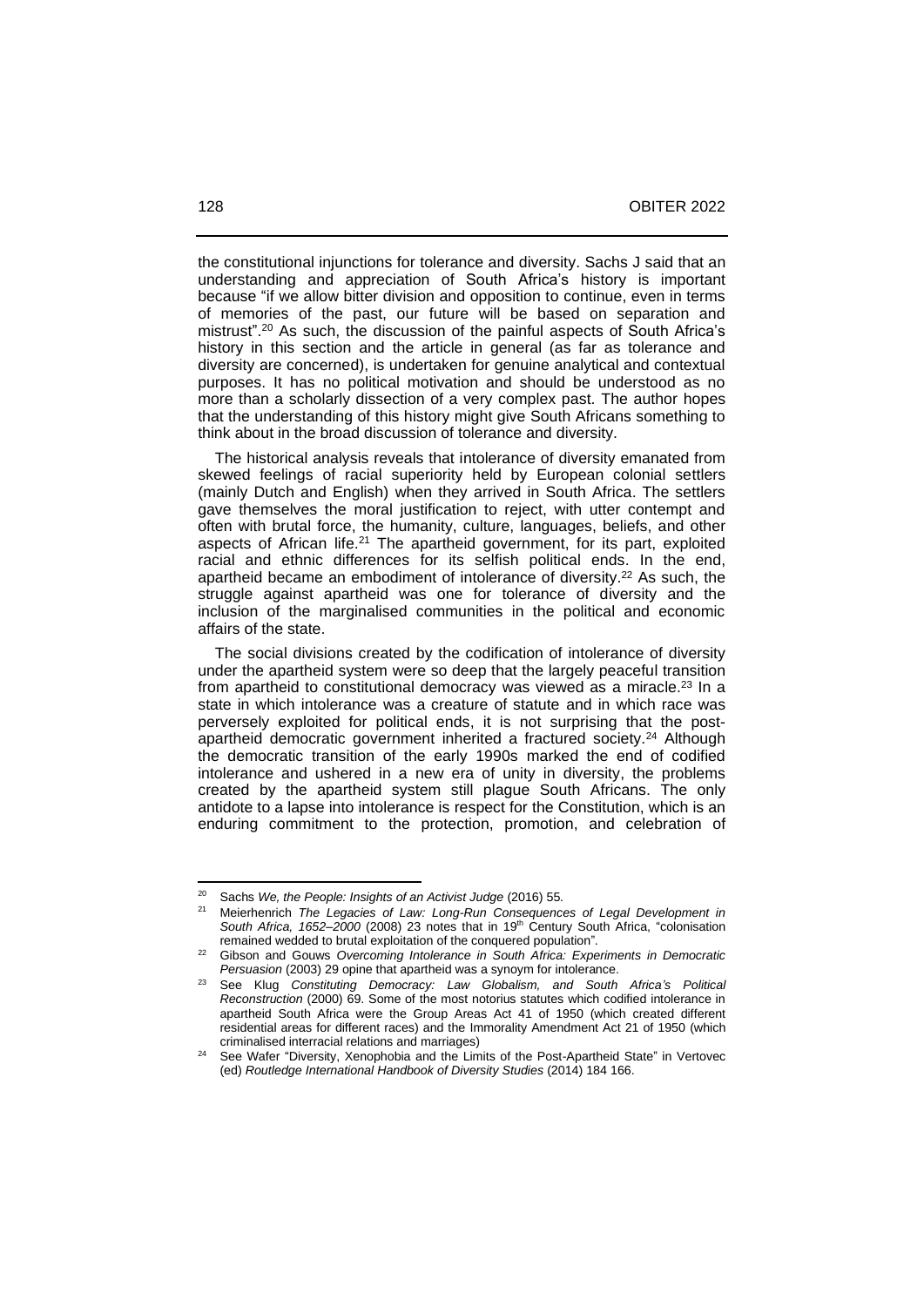the constitutional injunctions for tolerance and diversity. Sachs J said that an understanding and appreciation of South Africa's history is important because "if we allow bitter division and opposition to continue, even in terms of memories of the past, our future will be based on separation and mistrust".[20] As such, the discussion of the painful aspects of South Africa's history in this section and the article in general (as far as tolerance and diversity are concerned), is undertaken for genuine analytical and contextual purposes. It has no political motivation and should be understood as no more than a scholarly dissection of a very complex past. The author hopes that the understanding of this history might give South Africans something to think about in the broad discussion of tolerance and diversity.

The historical analysis reveals that intolerance of diversity emanated from skewed feelings of racial superiority held by European colonial settlers (mainly Dutch and English) when they arrived in South Africa. The settlers gave themselves the moral justification to reject, with utter contempt and often with brutal force, the humanity, culture, languages, beliefs, and other aspects of African life.[21] The apartheid government, for its part, exploited racial and ethnic differences for its selfish political ends. In the end, apartheid became an embodiment of intolerance of diversity.[22] As such, the struggle against apartheid was one for tolerance of diversity and the inclusion of the marginalised communities in the political and economic affairs of the state.

The social divisions created by the codification of intolerance of diversity under the apartheid system were so deep that the largely peaceful transition from apartheid to constitutional democracy was viewed as a miracle.[23] In a state in which intolerance was a creature of statute and in which race was perversely exploited for political ends, it is not surprising that the post-apartheid democratic government inherited a fractured society.[24] Although the democratic transition of the early 1990s marked the end of codified intolerance and ushered in a new era of unity in diversity, the problems created by the apartheid system still plague South Africans. The only antidote to a lapse into intolerance is respect for the Constitution, which is an enduring commitment to the protection, promotion, and celebration of

---

[20] Sachs *We, the People: Insights of an Activist Judge* (2016) 55.

[21] Meierhenrich *The Legacies of Law: Long-Run Consequences of Legal Development in South Africa, 1652–2000* (2008) 23 notes that in 19th Century South Africa, "colonisation remained wedded to brutal exploitation of the conquered population".

[22] Gibson and Gouws *Overcoming Intolerance in South Africa: Experiments in Democratic Persuasion* (2003) 29 opine that apartheid was a synoym for intolerance.

[23] See Klug *Constituting Democracy: Law Globalism, and South Africa's Political Reconstruction* (2000) 69. Some of the most notorius statutes which codified intolerance in apartheid South Africa were the Group Areas Act 41 of 1950 (which created different residential areas for different races) and the Immorality Amendment Act 21 of 1950 (which criminalised interracial relations and marriages)

[24] See Wafer "Diversity, Xenophobia and the Limits of the Post-Apartheid State" in Vertovec (ed) *Routledge International Handbook of Diversity Studies* (2014) 184 166.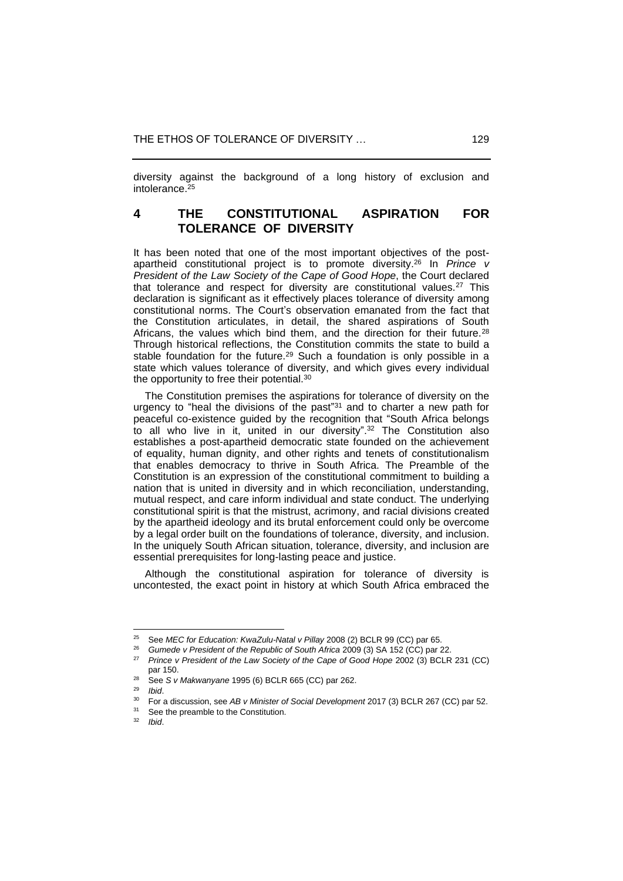diversity against the background of a long history of exclusion and intolerance.[25]

## 4 THE CONSTITUTIONAL ASPIRATION FOR TOLERANCE OF DIVERSITY

It has been noted that one of the most important objectives of the post-apartheid constitutional project is to promote diversity.[26] In *Prince v President of the Law Society of the Cape of Good Hope*, the Court declared that tolerance and respect for diversity are constitutional values.[27] This declaration is significant as it effectively places tolerance of diversity among constitutional norms. The Court's observation emanated from the fact that the Constitution articulates, in detail, the shared aspirations of South Africans, the values which bind them, and the direction for their future.[28] Through historical reflections, the Constitution commits the state to build a stable foundation for the future.[29] Such a foundation is only possible in a state which values tolerance of diversity, and which gives every individual the opportunity to free their potential.[30]

The Constitution premises the aspirations for tolerance of diversity on the urgency to "heal the divisions of the past"[31] and to charter a new path for peaceful co-existence guided by the recognition that "South Africa belongs to all who live in it, united in our diversity".[32] The Constitution also establishes a post-apartheid democratic state founded on the achievement of equality, human dignity, and other rights and tenets of constitutionalism that enables democracy to thrive in South Africa. The Preamble of the Constitution is an expression of the constitutional commitment to building a nation that is united in diversity and in which reconciliation, understanding, mutual respect, and care inform individual and state conduct. The underlying constitutional spirit is that the mistrust, acrimony, and racial divisions created by the apartheid ideology and its brutal enforcement could only be overcome by a legal order built on the foundations of tolerance, diversity, and inclusion. In the uniquely South African situation, tolerance, diversity, and inclusion are essential prerequisites for long-lasting peace and justice.

Although the constitutional aspiration for tolerance of diversity is uncontested, the exact point in history at which South Africa embraced the

---

[25] See *MEC for Education: KwaZulu-Natal v Pillay* 2008 (2) BCLR 99 (CC) par 65.

[26] *Gumede v President of the Republic of South Africa* 2009 (3) SA 152 (CC) par 22.

[27] *Prince v President of the Law Society of the Cape of Good Hope* 2002 (3) BCLR 231 (CC) par 150.

[28] See *S v Makwanyane* 1995 (6) BCLR 665 (CC) par 262.

[29] *Ibid*.

[30] For a discussion, see *AB v Minister of Social Development* 2017 (3) BCLR 267 (CC) par 52.

[31] See the preamble to the Constitution.

[32] *Ibid*.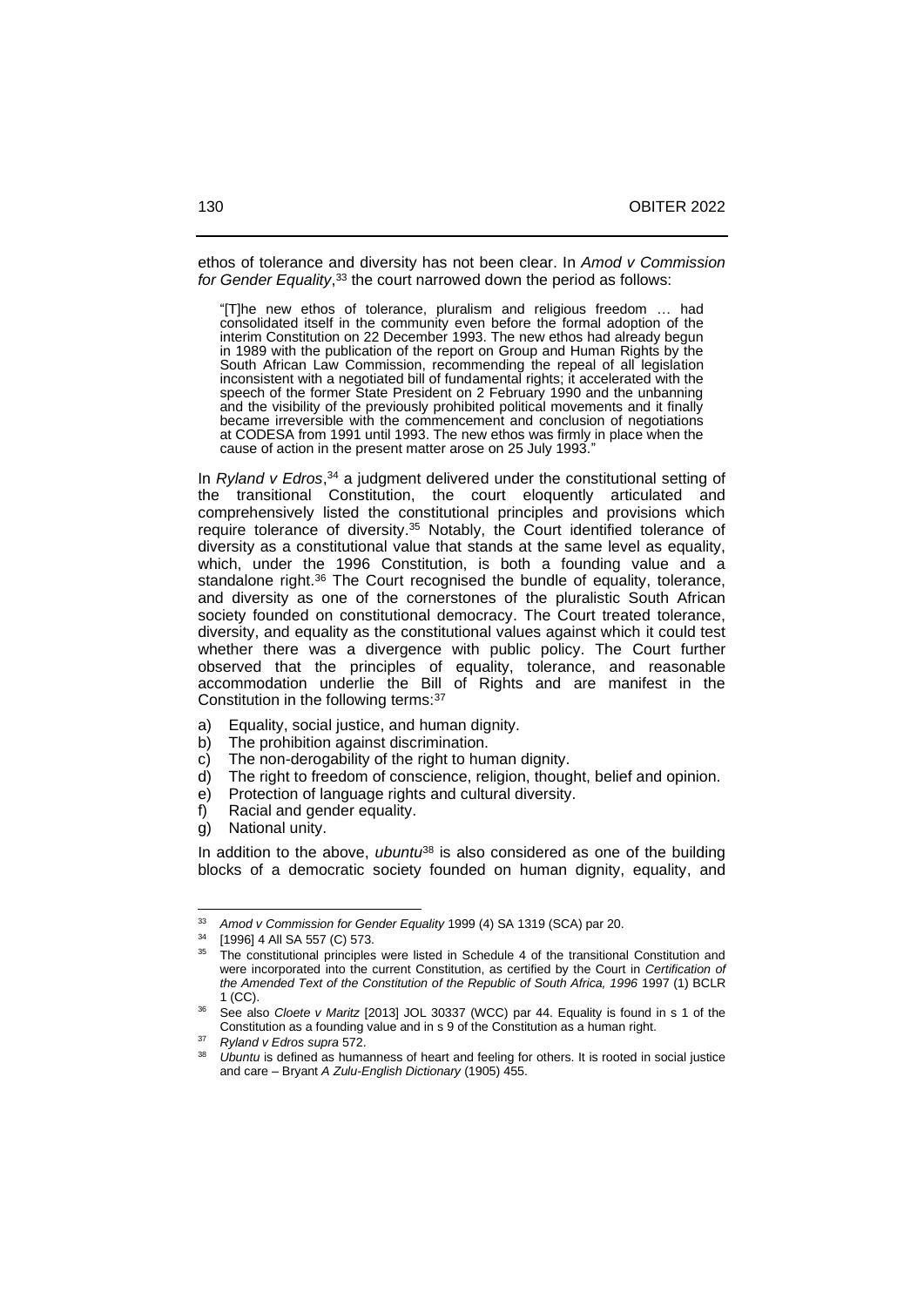ethos of tolerance and diversity has not been clear. In *Amod v Commission for Gender Equality*,[33] the court narrowed down the period as follows:

> "[T]he new ethos of tolerance, pluralism and religious freedom … had consolidated itself in the community even before the formal adoption of the interim Constitution on 22 December 1993. The new ethos had already begun in 1989 with the publication of the report on Group and Human Rights by the South African Law Commission, recommending the repeal of all legislation inconsistent with a negotiated bill of fundamental rights; it accelerated with the speech of the former State President on 2 February 1990 and the unbanning and the visibility of the previously prohibited political movements and it finally became irreversible with the commencement and conclusion of negotiations at CODESA from 1991 until 1993. The new ethos was firmly in place when the cause of action in the present matter arose on 25 July 1993."

In *Ryland v Edros*,[34] a judgment delivered under the constitutional setting of the transitional Constitution, the court eloquently articulated and comprehensively listed the constitutional principles and provisions which require tolerance of diversity.[35] Notably, the Court identified tolerance of diversity as a constitutional value that stands at the same level as equality, which, under the 1996 Constitution, is both a founding value and a standalone right.[36] The Court recognised the bundle of equality, tolerance, and diversity as one of the cornerstones of the pluralistic South African society founded on constitutional democracy. The Court treated tolerance, diversity, and equality as the constitutional values against which it could test whether there was a divergence with public policy. The Court further observed that the principles of equality, tolerance, and reasonable accommodation underlie the Bill of Rights and are manifest in the Constitution in the following terms:[37]

a) Equality, social justice, and human dignity.
b) The prohibition against discrimination.
c) The non-derogability of the right to human dignity.
d) The right to freedom of conscience, religion, thought, belief and opinion.
e) Protection of language rights and cultural diversity.
f) Racial and gender equality.
g) National unity.

In addition to the above, *ubuntu*[38] is also considered as one of the building blocks of a democratic society founded on human dignity, equality, and

---

[33] *Amod v Commission for Gender Equality* 1999 (4) SA 1319 (SCA) par 20.

[34] [1996] 4 All SA 557 (C) 573.

[35] The constitutional principles were listed in Schedule 4 of the transitional Constitution and were incorporated into the current Constitution, as certified by the Court in *Certification of the Amended Text of the Constitution of the Republic of South Africa, 1996* 1997 (1) BCLR 1 (CC).

[36] See also *Cloete v Maritz* [2013] JOL 30337 (WCC) par 44. Equality is found in s 1 of the Constitution as a founding value and in s 9 of the Constitution as a human right.

[37] *Ryland v Edros supra* 572.

[38] *Ubuntu* is defined as humanness of heart and feeling for others. It is rooted in social justice and care – Bryant *A Zulu-English Dictionary* (1905) 455.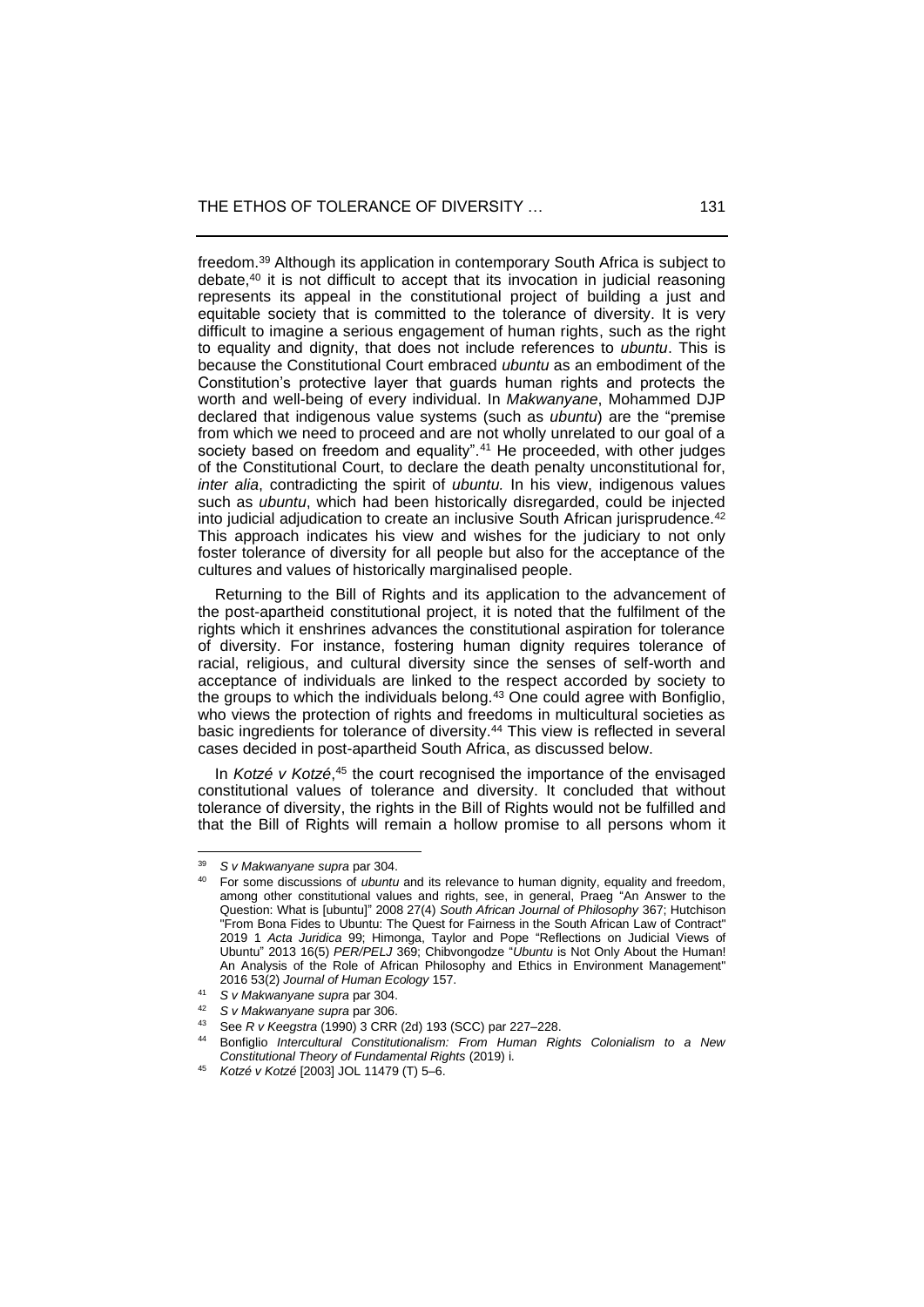freedom.[39] Although its application in contemporary South Africa is subject to debate,[40] it is not difficult to accept that its invocation in judicial reasoning represents its appeal in the constitutional project of building a just and equitable society that is committed to the tolerance of diversity. It is very difficult to imagine a serious engagement of human rights, such as the right to equality and dignity, that does not include references to *ubuntu*. This is because the Constitutional Court embraced *ubuntu* as an embodiment of the Constitution's protective layer that guards human rights and protects the worth and well-being of every individual. In *Makwanyane*, Mohammed DJP declared that indigenous value systems (such as *ubuntu*) are the "premise from which we need to proceed and are not wholly unrelated to our goal of a society based on freedom and equality".[41] He proceeded, with other judges of the Constitutional Court, to declare the death penalty unconstitutional for, *inter alia*, contradicting the spirit of *ubuntu.* In his view, indigenous values such as *ubuntu*, which had been historically disregarded, could be injected into judicial adjudication to create an inclusive South African jurisprudence.[42] This approach indicates his view and wishes for the judiciary to not only foster tolerance of diversity for all people but also for the acceptance of the cultures and values of historically marginalised people.

Returning to the Bill of Rights and its application to the advancement of the post-apartheid constitutional project, it is noted that the fulfilment of the rights which it enshrines advances the constitutional aspiration for tolerance of diversity. For instance, fostering human dignity requires tolerance of racial, religious, and cultural diversity since the senses of self-worth and acceptance of individuals are linked to the respect accorded by society to the groups to which the individuals belong.[43] One could agree with Bonfiglio, who views the protection of rights and freedoms in multicultural societies as basic ingredients for tolerance of diversity.[44] This view is reflected in several cases decided in post-apartheid South Africa, as discussed below.

In *Kotzé v Kotzé*,[45] the court recognised the importance of the envisaged constitutional values of tolerance and diversity. It concluded that without tolerance of diversity, the rights in the Bill of Rights would not be fulfilled and that the Bill of Rights will remain a hollow promise to all persons whom it

---

[39] *S v Makwanyane supra* par 304.

[40] For some discussions of *ubuntu* and its relevance to human dignity, equality and freedom, among other constitutional values and rights, see, in general, Praeg "An Answer to the Question: What is [ubuntu]" 2008 27(4) *South African Journal of Philosophy* 367; Hutchison "From Bona Fides to Ubuntu: The Quest for Fairness in the South African Law of Contract" 2019 1 *Acta Juridica* 99; Himonga, Taylor and Pope "Reflections on Judicial Views of Ubuntu" 2013 16(5) *PER/PELJ* 369; Chibvongodze "*Ubuntu* is Not Only About the Human! An Analysis of the Role of African Philosophy and Ethics in Environment Management" 2016 53(2) *Journal of Human Ecology* 157.

[41] *S v Makwanyane supra* par 304.

[42] *S v Makwanyane supra* par 306.

[43] See *R v Keegstra* (1990) 3 CRR (2d) 193 (SCC) par 227–228.

[44] Bonfiglio *Intercultural Constitutionalism: From Human Rights Colonialism to a New Constitutional Theory of Fundamental Rights* (2019) i.

[45] *Kotzé v Kotzé* [2003] JOL 11479 (T) 5–6.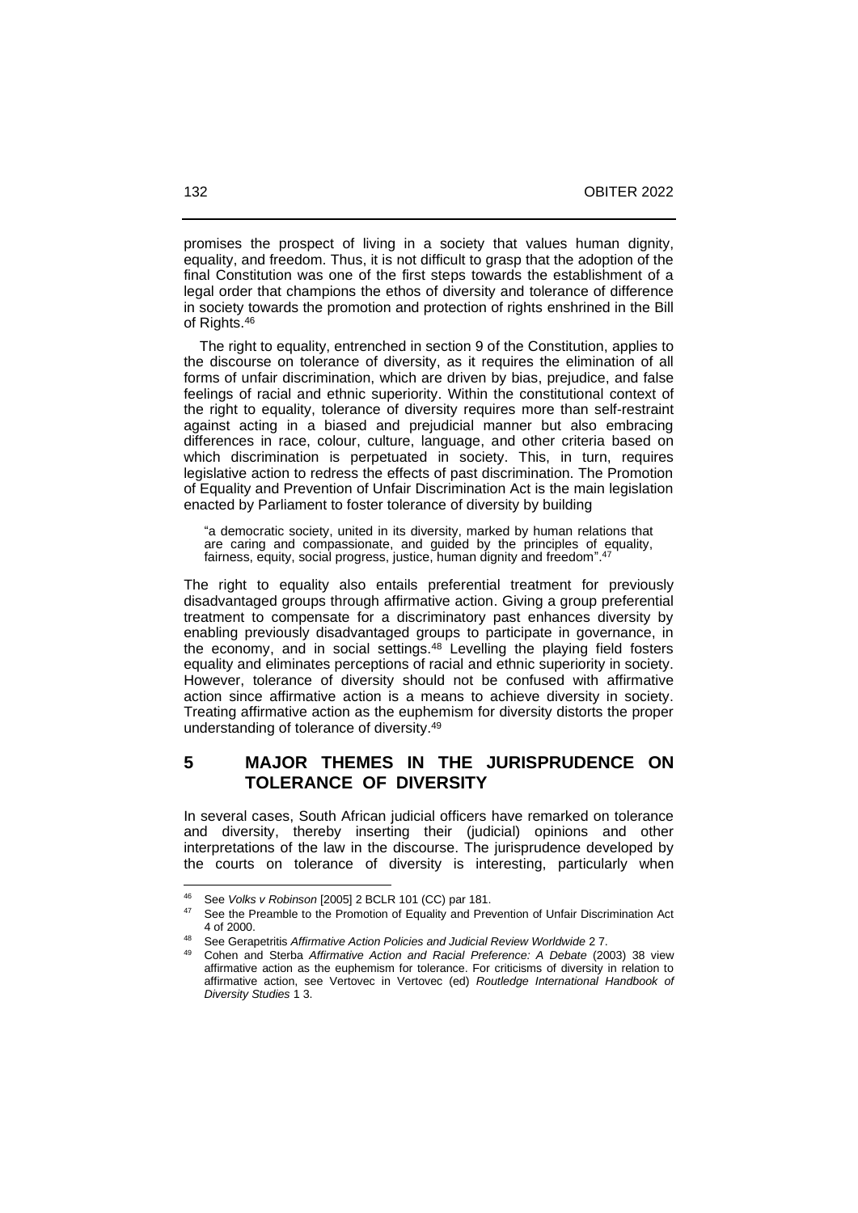promises the prospect of living in a society that values human dignity, equality, and freedom. Thus, it is not difficult to grasp that the adoption of the final Constitution was one of the first steps towards the establishment of a legal order that champions the ethos of diversity and tolerance of difference in society towards the promotion and protection of rights enshrined in the Bill of Rights.[46]

The right to equality, entrenched in section 9 of the Constitution, applies to the discourse on tolerance of diversity, as it requires the elimination of all forms of unfair discrimination, which are driven by bias, prejudice, and false feelings of racial and ethnic superiority. Within the constitutional context of the right to equality, tolerance of diversity requires more than self-restraint against acting in a biased and prejudicial manner but also embracing differences in race, colour, culture, language, and other criteria based on which discrimination is perpetuated in society. This, in turn, requires legislative action to redress the effects of past discrimination. The Promotion of Equality and Prevention of Unfair Discrimination Act is the main legislation enacted by Parliament to foster tolerance of diversity by building

> "a democratic society, united in its diversity, marked by human relations that are caring and compassionate, and guided by the principles of equality, fairness, equity, social progress, justice, human dignity and freedom".[47]

The right to equality also entails preferential treatment for previously disadvantaged groups through affirmative action. Giving a group preferential treatment to compensate for a discriminatory past enhances diversity by enabling previously disadvantaged groups to participate in governance, in the economy, and in social settings.[48] Levelling the playing field fosters equality and eliminates perceptions of racial and ethnic superiority in society. However, tolerance of diversity should not be confused with affirmative action since affirmative action is a means to achieve diversity in society. Treating affirmative action as the euphemism for diversity distorts the proper understanding of tolerance of diversity.[49]

## 5 MAJOR THEMES IN THE JURISPRUDENCE ON TOLERANCE OF DIVERSITY

In several cases, South African judicial officers have remarked on tolerance and diversity, thereby inserting their (judicial) opinions and other interpretations of the law in the discourse. The jurisprudence developed by the courts on tolerance of diversity is interesting, particularly when

---

[46] See *Volks v Robinson* [2005] 2 BCLR 101 (CC) par 181.

[47] See the Preamble to the Promotion of Equality and Prevention of Unfair Discrimination Act 4 of 2000.

[48] See Gerapetritis *Affirmative Action Policies and Judicial Review Worldwide* 2 7.

[49] Cohen and Sterba *Affirmative Action and Racial Preference: A Debate* (2003) 38 view affirmative action as the euphemism for tolerance. For criticisms of diversity in relation to affirmative action, see Vertovec in Vertovec (ed) *Routledge International Handbook of Diversity Studies* 1 3.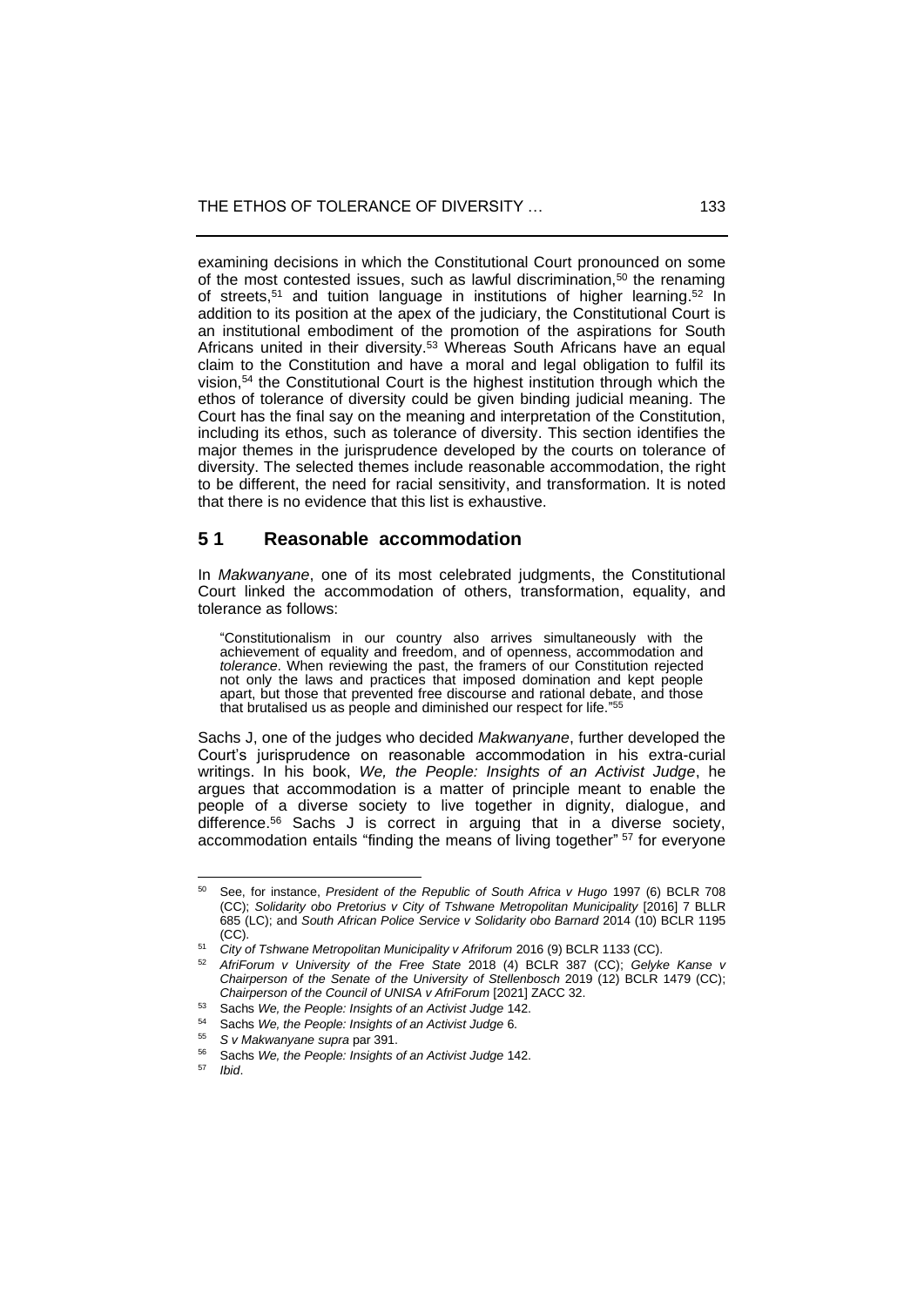examining decisions in which the Constitutional Court pronounced on some of the most contested issues, such as lawful discrimination,[50] the renaming of streets,[51] and tuition language in institutions of higher learning.[52] In addition to its position at the apex of the judiciary, the Constitutional Court is an institutional embodiment of the promotion of the aspirations for South Africans united in their diversity.[53] Whereas South Africans have an equal claim to the Constitution and have a moral and legal obligation to fulfil its vision,[54] the Constitutional Court is the highest institution through which the ethos of tolerance of diversity could be given binding judicial meaning. The Court has the final say on the meaning and interpretation of the Constitution, including its ethos, such as tolerance of diversity. This section identifies the major themes in the jurisprudence developed by the courts on tolerance of diversity. The selected themes include reasonable accommodation, the right to be different, the need for racial sensitivity, and transformation. It is noted that there is no evidence that this list is exhaustive.

## 5 1 Reasonable accommodation

In *Makwanyane*, one of its most celebrated judgments, the Constitutional Court linked the accommodation of others, transformation, equality, and tolerance as follows:

> "Constitutionalism in our country also arrives simultaneously with the achievement of equality and freedom, and of openness, accommodation and *tolerance*. When reviewing the past, the framers of our Constitution rejected not only the laws and practices that imposed domination and kept people apart, but those that prevented free discourse and rational debate, and those that brutalised us as people and diminished our respect for life."[55]

Sachs J, one of the judges who decided *Makwanyane*, further developed the Court's jurisprudence on reasonable accommodation in his extra-curial writings. In his book, *We, the People: Insights of an Activist Judge*, he argues that accommodation is a matter of principle meant to enable the people of a diverse society to live together in dignity, dialogue, and difference.[56] Sachs J is correct in arguing that in a diverse society, accommodation entails "finding the means of living together" [57] for everyone

---

[50] See, for instance, *President of the Republic of South Africa v Hugo* 1997 (6) BCLR 708 (CC); *Solidarity obo Pretorius v City of Tshwane Metropolitan Municipality* [2016] 7 BLLR 685 (LC); and *South African Police Service v Solidarity obo Barnard* 2014 (10) BCLR 1195 (CC).

[51] *City of Tshwane Metropolitan Municipality v Afriforum* 2016 (9) BCLR 1133 (CC).

[52] *AfriForum v University of the Free State* 2018 (4) BCLR 387 (CC); *Gelyke Kanse v Chairperson of the Senate of the University of Stellenbosch* 2019 (12) BCLR 1479 (CC); *Chairperson of the Council of UNISA v AfriForum* [2021] ZACC 32.

[53] Sachs *We, the People: Insights of an Activist Judge* 142.

[54] Sachs *We, the People: Insights of an Activist Judge* 6.

[55] *S v Makwanyane supra* par 391.

[56] Sachs *We, the People: Insights of an Activist Judge* 142.

[57] *Ibid*.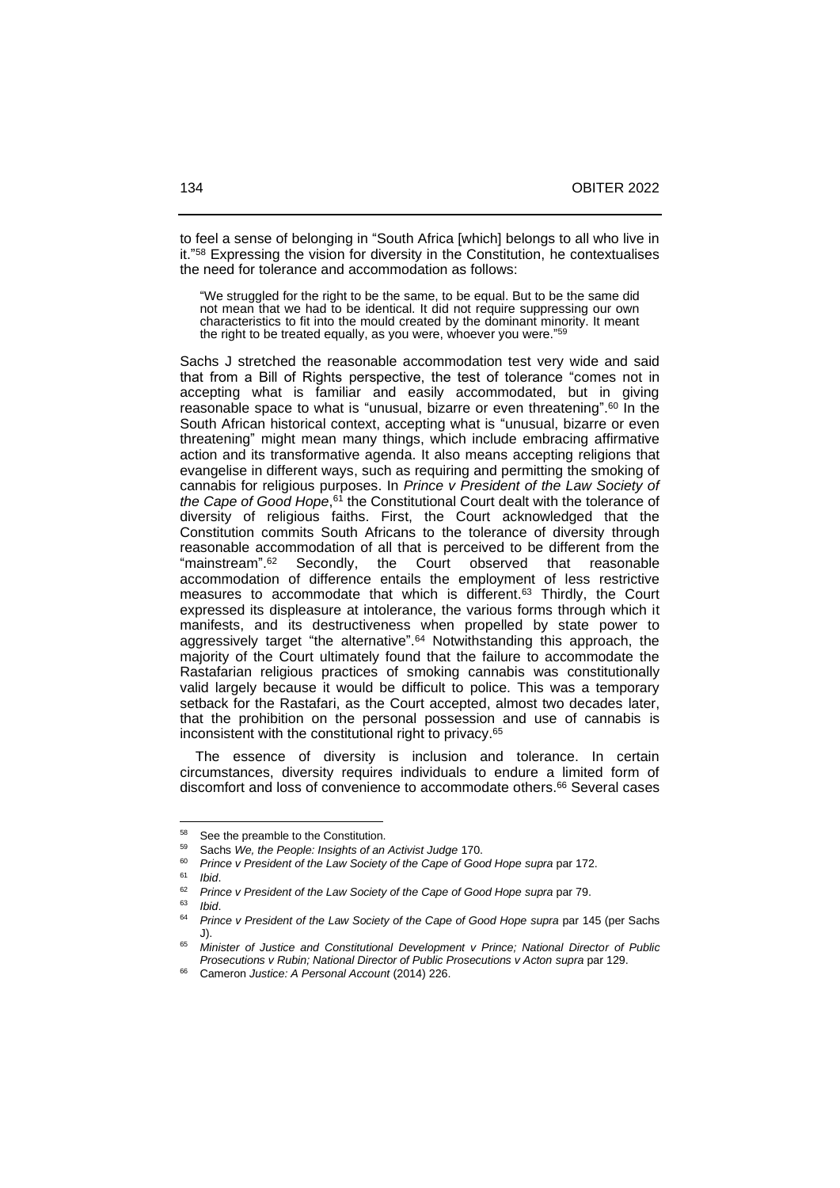to feel a sense of belonging in "South Africa [which] belongs to all who live in it."[58] Expressing the vision for diversity in the Constitution, he contextualises the need for tolerance and accommodation as follows:

> "We struggled for the right to be the same, to be equal. But to be the same did not mean that we had to be identical. It did not require suppressing our own characteristics to fit into the mould created by the dominant minority. It meant the right to be treated equally, as you were, whoever you were."[59]

Sachs J stretched the reasonable accommodation test very wide and said that from a Bill of Rights perspective, the test of tolerance "comes not in accepting what is familiar and easily accommodated, but in giving reasonable space to what is "unusual, bizarre or even threatening".[60] In the South African historical context, accepting what is "unusual, bizarre or even threatening" might mean many things, which include embracing affirmative action and its transformative agenda. It also means accepting religions that evangelise in different ways, such as requiring and permitting the smoking of cannabis for religious purposes. In *Prince v President of the Law Society of the Cape of Good Hope*,[61] the Constitutional Court dealt with the tolerance of diversity of religious faiths. First, the Court acknowledged that the Constitution commits South Africans to the tolerance of diversity through reasonable accommodation of all that is perceived to be different from the "mainstream".[62] Secondly, the Court observed that reasonable accommodation of difference entails the employment of less restrictive measures to accommodate that which is different.[63] Thirdly, the Court expressed its displeasure at intolerance, the various forms through which it manifests, and its destructiveness when propelled by state power to aggressively target "the alternative".[64] Notwithstanding this approach, the majority of the Court ultimately found that the failure to accommodate the Rastafarian religious practices of smoking cannabis was constitutionally valid largely because it would be difficult to police. This was a temporary setback for the Rastafari, as the Court accepted, almost two decades later, that the prohibition on the personal possession and use of cannabis is inconsistent with the constitutional right to privacy.[65]

The essence of diversity is inclusion and tolerance. In certain circumstances, diversity requires individuals to endure a limited form of discomfort and loss of convenience to accommodate others.[66] Several cases

---

[58] See the preamble to the Constitution.

[59] Sachs *We, the People: Insights of an Activist Judge* 170.

[60] *Prince v President of the Law Society of the Cape of Good Hope supra* par 172.

[61] *Ibid*.

[62] *Prince v President of the Law Society of the Cape of Good Hope supra* par 79.

[63] *Ibid*.

[64] *Prince v President of the Law Society of the Cape of Good Hope supra* par 145 (per Sachs J).

[65] *Minister of Justice and Constitutional Development v Prince; National Director of Public Prosecutions v Rubin; National Director of Public Prosecutions v Acton supra* par 129.

[66] Cameron *Justice: A Personal Account* (2014) 226.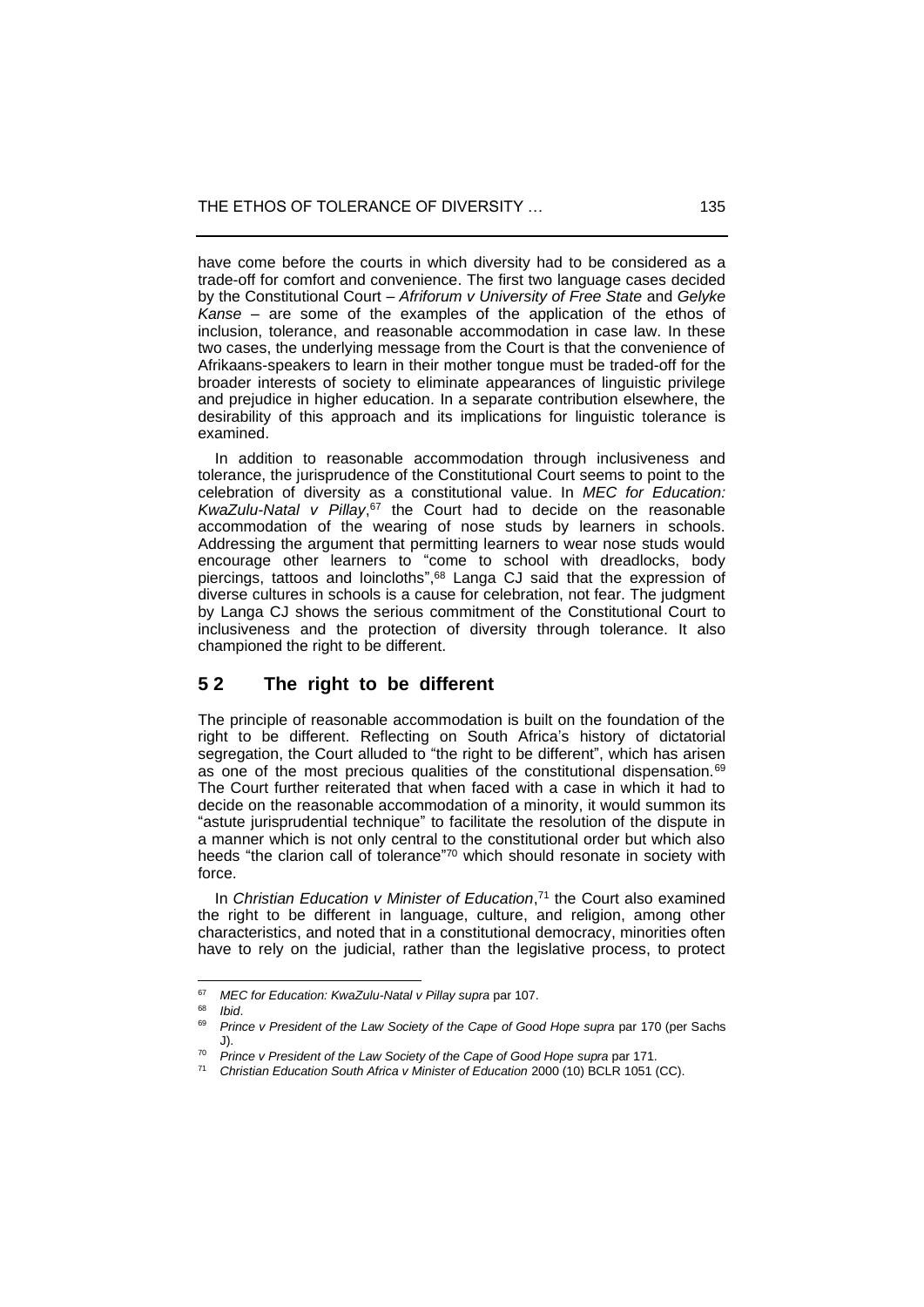have come before the courts in which diversity had to be considered as a trade-off for comfort and convenience. The first two language cases decided by the Constitutional Court – *Afriforum v University of Free State* and *Gelyke Kanse* – are some of the examples of the application of the ethos of inclusion, tolerance, and reasonable accommodation in case law. In these two cases, the underlying message from the Court is that the convenience of Afrikaans-speakers to learn in their mother tongue must be traded-off for the broader interests of society to eliminate appearances of linguistic privilege and prejudice in higher education. In a separate contribution elsewhere, the desirability of this approach and its implications for linguistic tolerance is examined.

In addition to reasonable accommodation through inclusiveness and tolerance, the jurisprudence of the Constitutional Court seems to point to the celebration of diversity as a constitutional value. In *MEC for Education: KwaZulu-Natal v Pillay*,[67] the Court had to decide on the reasonable accommodation of the wearing of nose studs by learners in schools. Addressing the argument that permitting learners to wear nose studs would encourage other learners to "come to school with dreadlocks, body piercings, tattoos and loincloths",[68] Langa CJ said that the expression of diverse cultures in schools is a cause for celebration, not fear. The judgment by Langa CJ shows the serious commitment of the Constitutional Court to inclusiveness and the protection of diversity through tolerance. It also championed the right to be different.

## 5 2 The right to be different

The principle of reasonable accommodation is built on the foundation of the right to be different. Reflecting on South Africa's history of dictatorial segregation, the Court alluded to "the right to be different", which has arisen as one of the most precious qualities of the constitutional dispensation.[69] The Court further reiterated that when faced with a case in which it had to decide on the reasonable accommodation of a minority, it would summon its "astute jurisprudential technique" to facilitate the resolution of the dispute in a manner which is not only central to the constitutional order but which also heeds "the clarion call of tolerance"[70] which should resonate in society with force.

In *Christian Education v Minister of Education*,[71] the Court also examined the right to be different in language, culture, and religion, among other characteristics, and noted that in a constitutional democracy, minorities often have to rely on the judicial, rather than the legislative process, to protect

---

[67] *MEC for Education: KwaZulu-Natal v Pillay supra* par 107.

[68] *Ibid*.

[69] *Prince v President of the Law Society of the Cape of Good Hope supra* par 170 (per Sachs J).

[70] *Prince v President of the Law Society of the Cape of Good Hope supra* par 171.

[71] *Christian Education South Africa v Minister of Education* 2000 (10) BCLR 1051 (CC).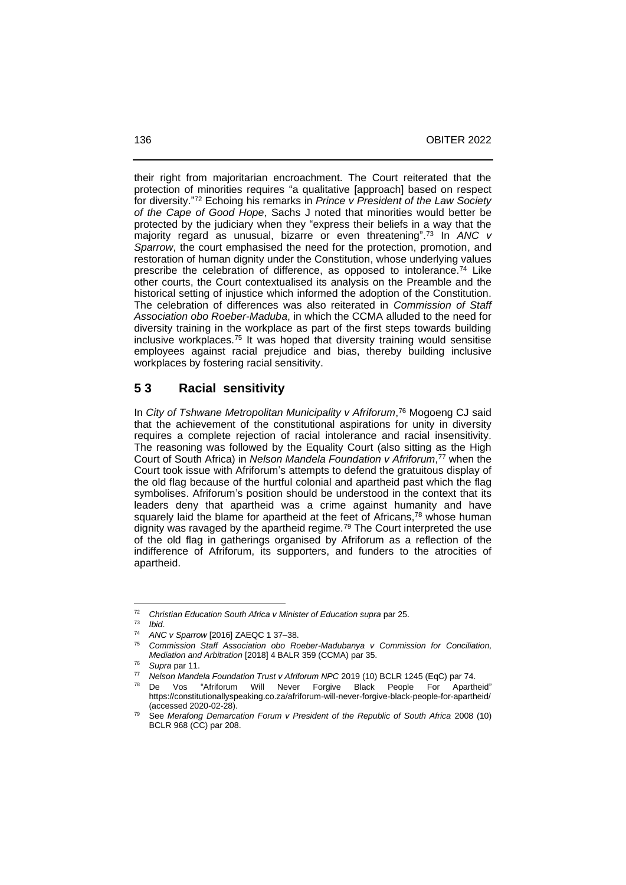their right from majoritarian encroachment. The Court reiterated that the protection of minorities requires "a qualitative [approach] based on respect for diversity."[72] Echoing his remarks in *Prince v President of the Law Society of the Cape of Good Hope*, Sachs J noted that minorities would better be protected by the judiciary when they "express their beliefs in a way that the majority regard as unusual, bizarre or even threatening".[73] In *ANC v Sparrow*, the court emphasised the need for the protection, promotion, and restoration of human dignity under the Constitution, whose underlying values prescribe the celebration of difference, as opposed to intolerance.[74] Like other courts, the Court contextualised its analysis on the Preamble and the historical setting of injustice which informed the adoption of the Constitution. The celebration of differences was also reiterated in *Commission of Staff Association obo Roeber-Maduba*, in which the CCMA alluded to the need for diversity training in the workplace as part of the first steps towards building inclusive workplaces.[75] It was hoped that diversity training would sensitise employees against racial prejudice and bias, thereby building inclusive workplaces by fostering racial sensitivity.

## 5 3 Racial sensitivity

In *City of Tshwane Metropolitan Municipality v Afriforum*,[76] Mogoeng CJ said that the achievement of the constitutional aspirations for unity in diversity requires a complete rejection of racial intolerance and racial insensitivity. The reasoning was followed by the Equality Court (also sitting as the High Court of South Africa) in *Nelson Mandela Foundation v Afriforum*,[77] when the Court took issue with Afriforum's attempts to defend the gratuitous display of the old flag because of the hurtful colonial and apartheid past which the flag symbolises. Afriforum's position should be understood in the context that its leaders deny that apartheid was a crime against humanity and have squarely laid the blame for apartheid at the feet of Africans,[78] whose human dignity was ravaged by the apartheid regime.[79] The Court interpreted the use of the old flag in gatherings organised by Afriforum as a reflection of the indifference of Afriforum, its supporters, and funders to the atrocities of apartheid.

---

[72] *Christian Education South Africa v Minister of Education supra* par 25.

[73] *Ibid*.

[74] *ANC v Sparrow* [2016] ZAEQC 1 37–38.

[75] *Commission Staff Association obo Roeber-Madubanya v Commission for Conciliation, Mediation and Arbitration* [2018] 4 BALR 359 (CCMA) par 35.

[76] *Supra* par 11.

[77] *Nelson Mandela Foundation Trust v Afriforum NPC* 2019 (10) BCLR 1245 (EqC) par 74.

[78] De Vos "Afriforum Will Never Forgive Black People For Apartheid" https://constitutionallyspeaking.co.za/afriforum-will-never-forgive-black-people-for-apartheid/ (accessed 2020-02-28).

[79] See *Merafong Demarcation Forum v President of the Republic of South Africa* 2008 (10) BCLR 968 (CC) par 208.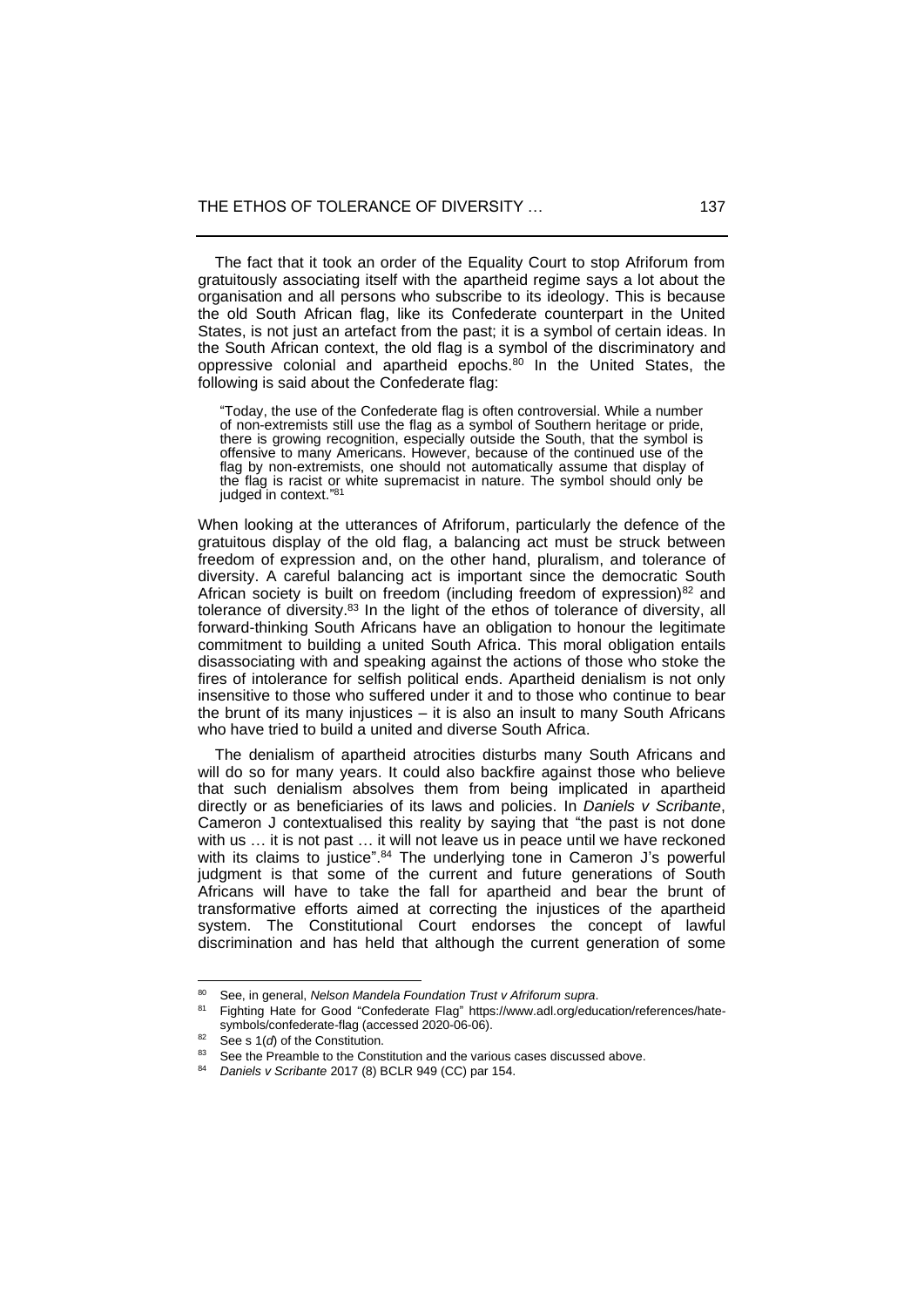The fact that it took an order of the Equality Court to stop Afriforum from gratuitously associating itself with the apartheid regime says a lot about the organisation and all persons who subscribe to its ideology. This is because the old South African flag, like its Confederate counterpart in the United States, is not just an artefact from the past; it is a symbol of certain ideas. In the South African context, the old flag is a symbol of the discriminatory and oppressive colonial and apartheid epochs.[80] In the United States, the following is said about the Confederate flag:

> "Today, the use of the Confederate flag is often controversial. While a number of non-extremists still use the flag as a symbol of Southern heritage or pride, there is growing recognition, especially outside the South, that the symbol is offensive to many Americans. However, because of the continued use of the flag by non-extremists, one should not automatically assume that display of the flag is racist or white supremacist in nature. The symbol should only be judged in context."[81]

When looking at the utterances of Afriforum, particularly the defence of the gratuitous display of the old flag, a balancing act must be struck between freedom of expression and, on the other hand, pluralism, and tolerance of diversity. A careful balancing act is important since the democratic South African society is built on freedom (including freedom of expression)[82] and tolerance of diversity.[83] In the light of the ethos of tolerance of diversity, all forward-thinking South Africans have an obligation to honour the legitimate commitment to building a united South Africa. This moral obligation entails disassociating with and speaking against the actions of those who stoke the fires of intolerance for selfish political ends. Apartheid denialism is not only insensitive to those who suffered under it and to those who continue to bear the brunt of its many injustices – it is also an insult to many South Africans who have tried to build a united and diverse South Africa.

The denialism of apartheid atrocities disturbs many South Africans and will do so for many years. It could also backfire against those who believe that such denialism absolves them from being implicated in apartheid directly or as beneficiaries of its laws and policies. In *Daniels v Scribante*, Cameron J contextualised this reality by saying that "the past is not done with us … it is not past … it will not leave us in peace until we have reckoned with its claims to justice".[84] The underlying tone in Cameron J's powerful judgment is that some of the current and future generations of South Africans will have to take the fall for apartheid and bear the brunt of transformative efforts aimed at correcting the injustices of the apartheid system. The Constitutional Court endorses the concept of lawful discrimination and has held that although the current generation of some

---

[80] See, in general, *Nelson Mandela Foundation Trust v Afriforum supra*.

[81] Fighting Hate for Good "Confederate Flag" https://www.adl.org/education/references/hate-symbols/confederate-flag (accessed 2020-06-06).

[82] See s 1(*d*) of the Constitution.

[83] See the Preamble to the Constitution and the various cases discussed above.

[84] *Daniels v Scribante* 2017 (8) BCLR 949 (CC) par 154.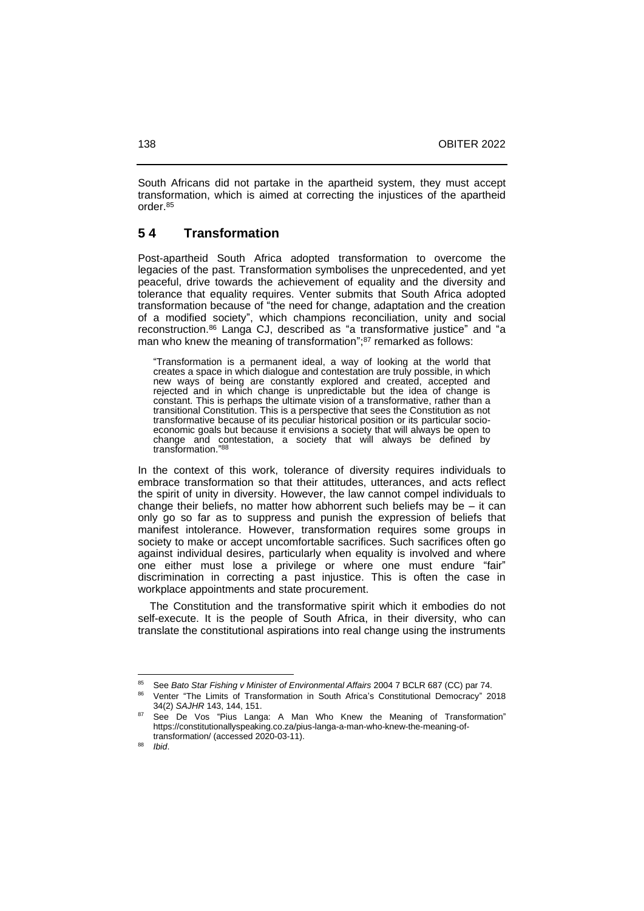South Africans did not partake in the apartheid system, they must accept transformation, which is aimed at correcting the injustices of the apartheid order.[85]

## 5 4 Transformation

Post-apartheid South Africa adopted transformation to overcome the legacies of the past. Transformation symbolises the unprecedented, and yet peaceful, drive towards the achievement of equality and the diversity and tolerance that equality requires. Venter submits that South Africa adopted transformation because of "the need for change, adaptation and the creation of a modified society", which champions reconciliation, unity and social reconstruction.[86] Langa CJ, described as "a transformative justice" and "a man who knew the meaning of transformation";[87] remarked as follows:

> "Transformation is a permanent ideal, a way of looking at the world that creates a space in which dialogue and contestation are truly possible, in which new ways of being are constantly explored and created, accepted and rejected and in which change is unpredictable but the idea of change is constant. This is perhaps the ultimate vision of a transformative, rather than a transitional Constitution. This is a perspective that sees the Constitution as not transformative because of its peculiar historical position or its particular socio-economic goals but because it envisions a society that will always be open to change and contestation, a society that will always be defined by transformation."[88]

In the context of this work, tolerance of diversity requires individuals to embrace transformation so that their attitudes, utterances, and acts reflect the spirit of unity in diversity. However, the law cannot compel individuals to change their beliefs, no matter how abhorrent such beliefs may be – it can only go so far as to suppress and punish the expression of beliefs that manifest intolerance. However, transformation requires some groups in society to make or accept uncomfortable sacrifices. Such sacrifices often go against individual desires, particularly when equality is involved and where one either must lose a privilege or where one must endure "fair" discrimination in correcting a past injustice. This is often the case in workplace appointments and state procurement.

The Constitution and the transformative spirit which it embodies do not self-execute. It is the people of South Africa, in their diversity, who can translate the constitutional aspirations into real change using the instruments

---

[85] See *Bato Star Fishing v Minister of Environmental Affairs* 2004 7 BCLR 687 (CC) par 74.

[86] Venter "The Limits of Transformation in South Africa's Constitutional Democracy" 2018 34(2) *SAJHR* 143, 144, 151.

[87] See De Vos "Pius Langa: A Man Who Knew the Meaning of Transformation" https://constitutionallyspeaking.co.za/pius-langa-a-man-who-knew-the-meaning-of-transformation/ (accessed 2020-03-11).

[88] *Ibid*.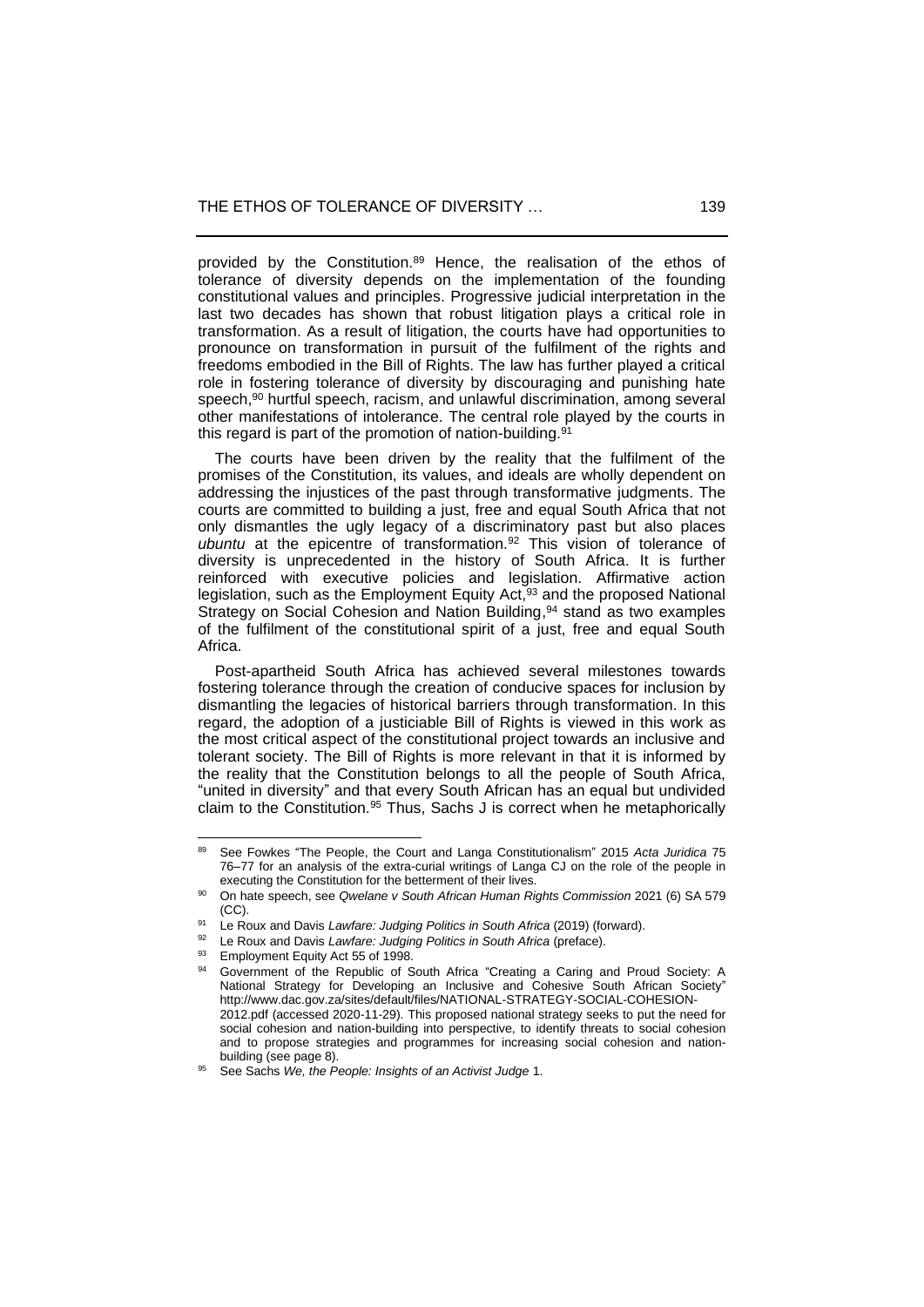provided by the Constitution.[89] Hence, the realisation of the ethos of tolerance of diversity depends on the implementation of the founding constitutional values and principles. Progressive judicial interpretation in the last two decades has shown that robust litigation plays a critical role in transformation. As a result of litigation, the courts have had opportunities to pronounce on transformation in pursuit of the fulfilment of the rights and freedoms embodied in the Bill of Rights. The law has further played a critical role in fostering tolerance of diversity by discouraging and punishing hate speech,[90] hurtful speech, racism, and unlawful discrimination, among several other manifestations of intolerance. The central role played by the courts in this regard is part of the promotion of nation-building.[91]

The courts have been driven by the reality that the fulfilment of the promises of the Constitution, its values, and ideals are wholly dependent on addressing the injustices of the past through transformative judgments. The courts are committed to building a just, free and equal South Africa that not only dismantles the ugly legacy of a discriminatory past but also places *ubuntu* at the epicentre of transformation.[92] This vision of tolerance of diversity is unprecedented in the history of South Africa. It is further reinforced with executive policies and legislation. Affirmative action legislation, such as the Employment Equity Act,[93] and the proposed National Strategy on Social Cohesion and Nation Building,[94] stand as two examples of the fulfilment of the constitutional spirit of a just, free and equal South Africa.

Post-apartheid South Africa has achieved several milestones towards fostering tolerance through the creation of conducive spaces for inclusion by dismantling the legacies of historical barriers through transformation. In this regard, the adoption of a justiciable Bill of Rights is viewed in this work as the most critical aspect of the constitutional project towards an inclusive and tolerant society. The Bill of Rights is more relevant in that it is informed by the reality that the Constitution belongs to all the people of South Africa, "united in diversity" and that every South African has an equal but undivided claim to the Constitution.[95] Thus, Sachs J is correct when he metaphorically

---

[89] See Fowkes "The People, the Court and Langa Constitutionalism" 2015 *Acta Juridica* 75 76–77 for an analysis of the extra-curial writings of Langa CJ on the role of the people in executing the Constitution for the betterment of their lives.

[90] On hate speech, see *Qwelane v South African Human Rights Commission* 2021 (6) SA 579 (CC).

[91] Le Roux and Davis *Lawfare: Judging Politics in South Africa* (2019) (forward).

[92] Le Roux and Davis *Lawfare: Judging Politics in South Africa* (preface).

[93] Employment Equity Act 55 of 1998.

[94] Government of the Republic of South Africa "Creating a Caring and Proud Society: A National Strategy for Developing an Inclusive and Cohesive South African Society" http://www.dac.gov.za/sites/default/files/NATIONAL-STRATEGY-SOCIAL-COHESION-2012.pdf (accessed 2020-11-29). This proposed national strategy seeks to put the need for social cohesion and nation-building into perspective, to identify threats to social cohesion and to propose strategies and programmes for increasing social cohesion and nation-building (see page 8).

[95] See Sachs *We, the People: Insights of an Activist Judge* 1.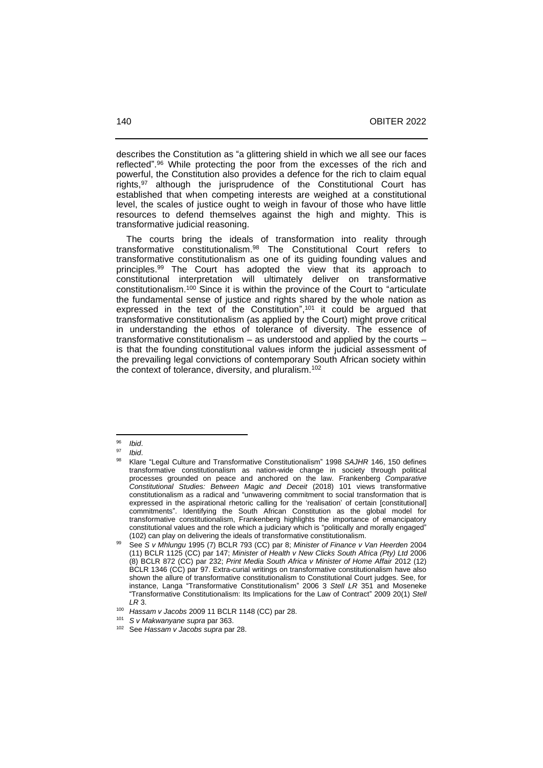describes the Constitution as "a glittering shield in which we all see our faces reflected".[96] While protecting the poor from the excesses of the rich and powerful, the Constitution also provides a defence for the rich to claim equal rights,[97] although the jurisprudence of the Constitutional Court has established that when competing interests are weighed at a constitutional level, the scales of justice ought to weigh in favour of those who have little resources to defend themselves against the high and mighty. This is transformative judicial reasoning.

The courts bring the ideals of transformation into reality through transformative constitutionalism.[98] The Constitutional Court refers to transformative constitutionalism as one of its guiding founding values and principles.[99] The Court has adopted the view that its approach to constitutional interpretation will ultimately deliver on transformative constitutionalism.[100] Since it is within the province of the Court to "articulate the fundamental sense of justice and rights shared by the whole nation as expressed in the text of the Constitution",[101] it could be argued that transformative constitutionalism (as applied by the Court) might prove critical in understanding the ethos of tolerance of diversity. The essence of transformative constitutionalism – as understood and applied by the courts – is that the founding constitutional values inform the judicial assessment of the prevailing legal convictions of contemporary South African society within the context of tolerance, diversity, and pluralism.[102]

---

[96] *Ibid*.

[97] *Ibid*.

[98] Klare "Legal Culture and Transformative Constitutionalism" 1998 *SAJHR* 146, 150 defines transformative constitutionalism as nation-wide change in society through political processes grounded on peace and anchored on the law. Frankenberg *Comparative Constitutional Studies: Between Magic and Deceit* (2018) 101 views transformative constitutionalism as a radical and "unwavering commitment to social transformation that is expressed in the aspirational rhetoric calling for the 'realisation' of certain [constitutional] commitments". Identifying the South African Constitution as the global model for transformative constitutionalism, Frankenberg highlights the importance of emancipatory constitutional values and the role which a judiciary which is "politically and morally engaged" (102) can play on delivering the ideals of transformative constitutionalism.

[99] See *S v Mhlungu* 1995 (7) BCLR 793 (CC) par 8; *Minister of Finance v Van Heerden* 2004 (11) BCLR 1125 (CC) par 147; *Minister of Health v New Clicks South Africa (Pty) Ltd* 2006 (8) BCLR 872 (CC) par 232; *Print Media South Africa v Minister of Home Affair* 2012 (12) BCLR 1346 (CC) par 97. Extra-curial writings on transformative constitutionalism have also shown the allure of transformative constitutionalism to Constitutional Court judges. See, for instance, Langa "Transformative Constitutionalism" 2006 3 *Stell LR* 351 and Moseneke "Transformative Constitutionalism: Its Implications for the Law of Contract" 2009 20(1) *Stell LR* 3.

[100] *Hassam v Jacobs* 2009 11 BCLR 1148 (CC) par 28.

[101] *S v Makwanyane supra* par 363.

[102] See *Hassam v Jacobs supra* par 28.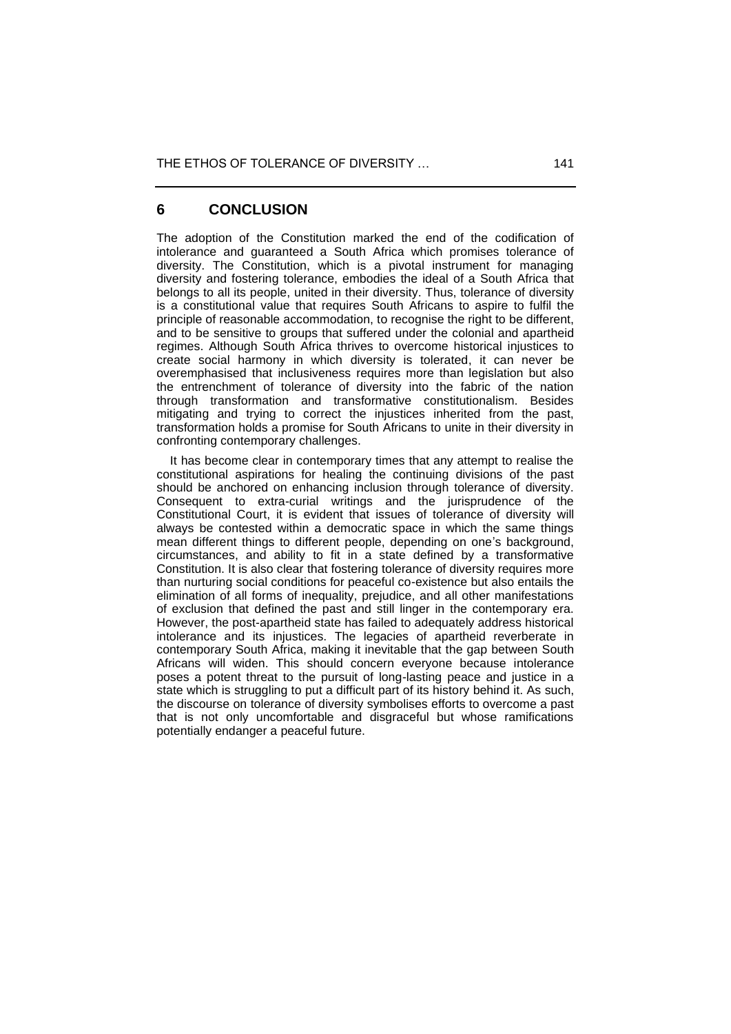## 6 CONCLUSION

The adoption of the Constitution marked the end of the codification of intolerance and guaranteed a South Africa which promises tolerance of diversity. The Constitution, which is a pivotal instrument for managing diversity and fostering tolerance, embodies the ideal of a South Africa that belongs to all its people, united in their diversity. Thus, tolerance of diversity is a constitutional value that requires South Africans to aspire to fulfil the principle of reasonable accommodation, to recognise the right to be different, and to be sensitive to groups that suffered under the colonial and apartheid regimes. Although South Africa thrives to overcome historical injustices to create social harmony in which diversity is tolerated, it can never be overemphasised that inclusiveness requires more than legislation but also the entrenchment of tolerance of diversity into the fabric of the nation through transformation and transformative constitutionalism. Besides mitigating and trying to correct the injustices inherited from the past, transformation holds a promise for South Africans to unite in their diversity in confronting contemporary challenges.

It has become clear in contemporary times that any attempt to realise the constitutional aspirations for healing the continuing divisions of the past should be anchored on enhancing inclusion through tolerance of diversity. Consequent to extra-curial writings and the jurisprudence of the Constitutional Court, it is evident that issues of tolerance of diversity will always be contested within a democratic space in which the same things mean different things to different people, depending on one's background, circumstances, and ability to fit in a state defined by a transformative Constitution. It is also clear that fostering tolerance of diversity requires more than nurturing social conditions for peaceful co-existence but also entails the elimination of all forms of inequality, prejudice, and all other manifestations of exclusion that defined the past and still linger in the contemporary era. However, the post-apartheid state has failed to adequately address historical intolerance and its injustices. The legacies of apartheid reverberate in contemporary South Africa, making it inevitable that the gap between South Africans will widen. This should concern everyone because intolerance poses a potent threat to the pursuit of long-lasting peace and justice in a state which is struggling to put a difficult part of its history behind it. As such, the discourse on tolerance of diversity symbolises efforts to overcome a past that is not only uncomfortable and disgraceful but whose ramifications potentially endanger a peaceful future.